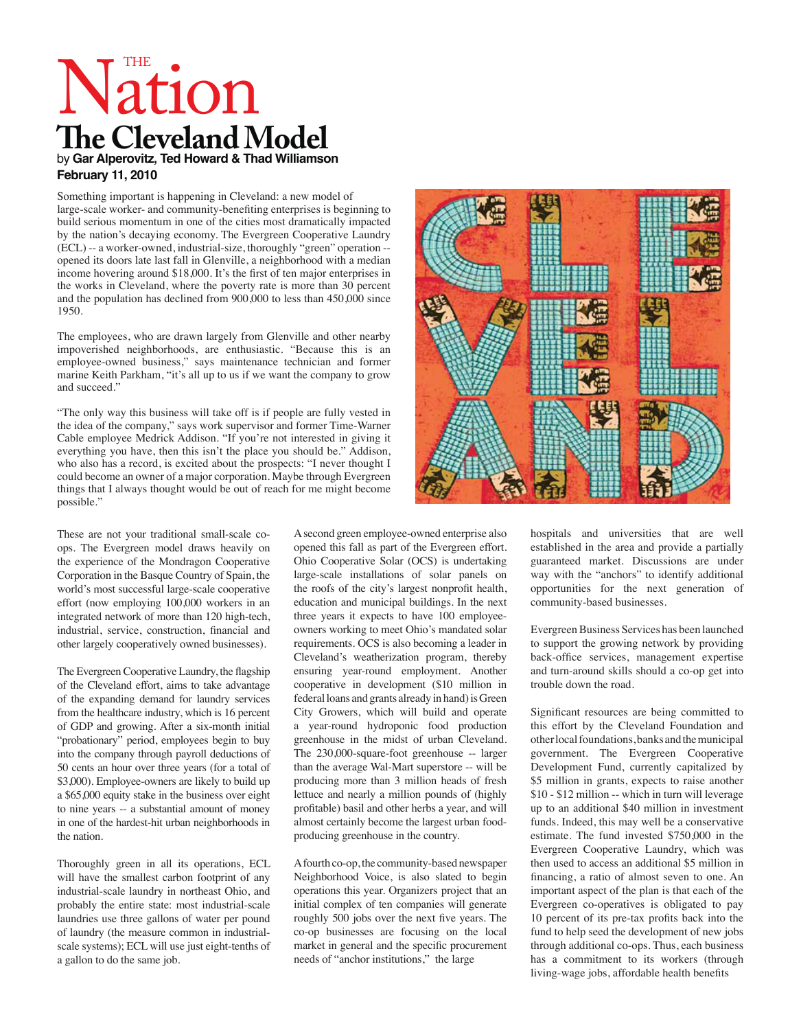THE

# Nation

# The Cleveland Model

by **Gar Alperovitz, Ted Howard & Thad Williamson**
**February 11, 2010**

Something important is happening in Cleveland: a new model of large-scale worker- and community-benefiting enterprises is beginning to build serious momentum in one of the cities most dramatically impacted by the nation's decaying economy. The Evergreen Cooperative Laundry (ECL) -- a worker-owned, industrial-size, thoroughly "green" operation -- opened its doors late last fall in Glenville, a neighborhood with a median income hovering around $18,000. It's the first of ten major enterprises in the works in Cleveland, where the poverty rate is more than 30 percent and the population has declined from 900,000 to less than 450,000 since 1950.

The employees, who are drawn largely from Glenville and other nearby impoverished neighborhoods, are enthusiastic. "Because this is an employee-owned business," says maintenance technician and former marine Keith Parkham, "it's all up to us if we want the company to grow and succeed."

"The only way this business will take off is if people are fully vested in the idea of the company," says work supervisor and former Time-Warner Cable employee Medrick Addison. "If you're not interested in giving it everything you have, then this isn't the place you should be." Addison, who also has a record, is excited about the prospects: "I never thought I could become an owner of a major corporation. Maybe through Evergreen things that I always thought would be out of reach for me might become possible."

These are not your traditional small-scale co-ops. The Evergreen model draws heavily on the experience of the Mondragon Cooperative Corporation in the Basque Country of Spain, the world's most successful large-scale cooperative effort (now employing 100,000 workers in an integrated network of more than 120 high-tech, industrial, service, construction, financial and other largely cooperatively owned businesses).

The Evergreen Cooperative Laundry, the flagship of the Cleveland effort, aims to take advantage of the expanding demand for laundry services from the healthcare industry, which is 16 percent of GDP and growing. After a six-month initial "probationary" period, employees begin to buy into the company through payroll deductions of 50 cents an hour over three years (for a total of $3,000). Employee-owners are likely to build up a $65,000 equity stake in the business over eight to nine years -- a substantial amount of money in one of the hardest-hit urban neighborhoods in the nation.

Thoroughly green in all its operations, ECL will have the smallest carbon footprint of any industrial-scale laundry in northeast Ohio, and probably the entire state: most industrial-scale laundries use three gallons of water per pound of laundry (the measure common in industrial-scale systems); ECL will use just eight-tenths of a gallon to do the same job.

A second green employee-owned enterprise also opened this fall as part of the Evergreen effort. Ohio Cooperative Solar (OCS) is undertaking large-scale installations of solar panels on the roofs of the city's largest nonprofit health, education and municipal buildings. In the next three years it expects to have 100 employee-owners working to meet Ohio's mandated solar requirements. OCS is also becoming a leader in Cleveland's weatherization program, thereby ensuring year-round employment. Another cooperative in development ($10 million in federal loans and grants already in hand) is Green City Growers, which will build and operate a year-round hydroponic food production greenhouse in the midst of urban Cleveland. The 230,000-square-foot greenhouse -- larger than the average Wal-Mart superstore -- will be producing more than 3 million heads of fresh lettuce and nearly a million pounds of (highly profitable) basil and other herbs a year, and will almost certainly become the largest urban food-producing greenhouse in the country.

A fourth co-op, the community-based newspaper Neighborhood Voice, is also slated to begin operations this year. Organizers project that an initial complex of ten companies will generate roughly 500 jobs over the next five years. The co-op businesses are focusing on the local market in general and the specific procurement needs of "anchor institutions," the large hospitals and universities that are well established in the area and provide a partially guaranteed market. Discussions are under way with the "anchors" to identify additional opportunities for the next generation of community-based businesses.

Evergreen Business Services has been launched to support the growing network by providing back-office services, management expertise and turn-around skills should a co-op get into trouble down the road.

Significant resources are being committed to this effort by the Cleveland Foundation and other local foundations, banks and the municipal government. The Evergreen Cooperative Development Fund, currently capitalized by $5 million in grants, expects to raise another $10 - $12 million -- which in turn will leverage up to an additional $40 million in investment funds. Indeed, this may well be a conservative estimate. The fund invested $750,000 in the Evergreen Cooperative Laundry, which was then used to access an additional $5 million in financing, a ratio of almost seven to one. An important aspect of the plan is that each of the Evergreen co-operatives is obligated to pay 10 percent of its pre-tax profits back into the fund to help seed the development of new jobs through additional co-ops. Thus, each business has a commitment to its workers (through living-wage jobs, affordable health benefits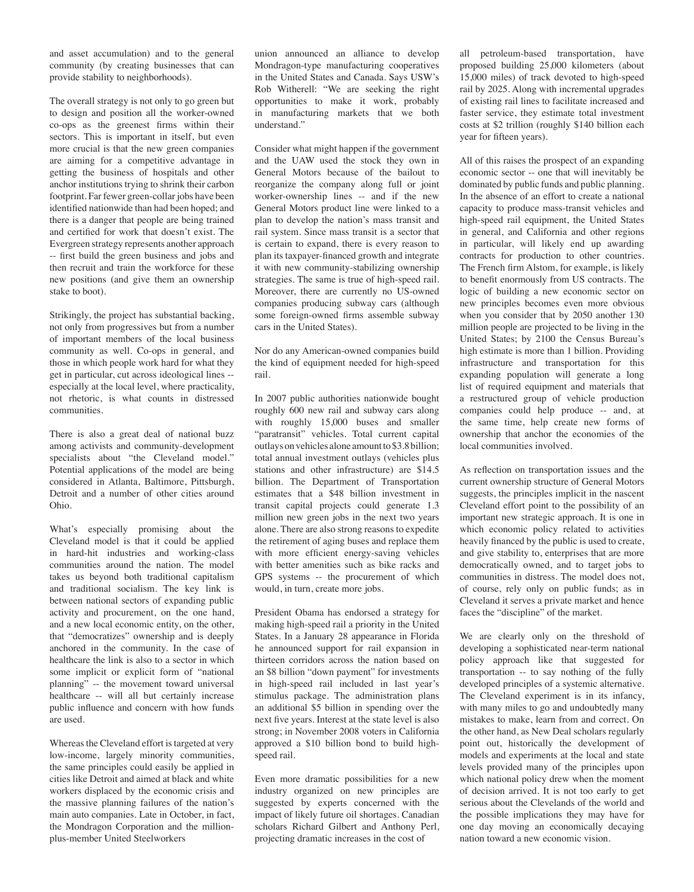and asset accumulation) and to the general community (by creating businesses that can provide stability to neighborhoods).

The overall strategy is not only to go green but to design and position all the worker-owned co-ops as the greenest firms within their sectors. This is important in itself, but even more crucial is that the new green companies are aiming for a competitive advantage in getting the business of hospitals and other anchor institutions trying to shrink their carbon footprint. Far fewer green-collar jobs have been identified nationwide than had been hoped; and there is a danger that people are being trained and certified for work that doesn't exist. The Evergreen strategy represents another approach -- first build the green business and jobs and then recruit and train the workforce for these new positions (and give them an ownership stake to boot).

Strikingly, the project has substantial backing, not only from progressives but from a number of important members of the local business community as well. Co-ops in general, and those in which people work hard for what they get in particular, cut across ideological lines -- especially at the local level, where practicality, not rhetoric, is what counts in distressed communities.

There is also a great deal of national buzz among activists and community-development specialists about "the Cleveland model." Potential applications of the model are being considered in Atlanta, Baltimore, Pittsburgh, Detroit and a number of other cities around Ohio.

What's especially promising about the Cleveland model is that it could be applied in hard-hit industries and working-class communities around the nation. The model takes us beyond both traditional capitalism and traditional socialism. The key link is between national sectors of expanding public activity and procurement, on the one hand, and a new local economic entity, on the other, that "democratizes" ownership and is deeply anchored in the community. In the case of healthcare the link is also to a sector in which some implicit or explicit form of "national planning" -- the movement toward universal healthcare -- will all but certainly increase public influence and concern with how funds are used.

Whereas the Cleveland effort is targeted at very low-income, largely minority communities, the same principles could easily be applied in cities like Detroit and aimed at black and white workers displaced by the economic crisis and the massive planning failures of the nation's main auto companies. Late in October, in fact, the Mondragon Corporation and the million-plus-member United Steelworkers union announced an alliance to develop Mondragon-type manufacturing cooperatives in the United States and Canada. Says USW's Rob Witherell: "We are seeking the right opportunities to make it work, probably in manufacturing markets that we both understand."

Consider what might happen if the government and the UAW used the stock they own in General Motors because of the bailout to reorganize the company along full or joint worker-ownership lines -- and if the new General Motors product line were linked to a plan to develop the nation's mass transit and rail system. Since mass transit is a sector that is certain to expand, there is every reason to plan its taxpayer-financed growth and integrate it with new community-stabilizing ownership strategies. The same is true of high-speed rail. Moreover, there are currently no US-owned companies producing subway cars (although some foreign-owned firms assemble subway cars in the United States).

Nor do any American-owned companies build the kind of equipment needed for high-speed rail.

In 2007 public authorities nationwide bought roughly 600 new rail and subway cars along with roughly 15,000 buses and smaller "paratransit" vehicles. Total current capital outlays on vehicles alone amount to $3.8 billion; total annual investment outlays (vehicles plus stations and other infrastructure) are $14.5 billion. The Department of Transportation estimates that a $48 billion investment in transit capital projects could generate 1.3 million new green jobs in the next two years alone. There are also strong reasons to expedite the retirement of aging buses and replace them with more efficient energy-saving vehicles with better amenities such as bike racks and GPS systems -- the procurement of which would, in turn, create more jobs.

President Obama has endorsed a strategy for making high-speed rail a priority in the United States. In a January 28 appearance in Florida he announced support for rail expansion in thirteen corridors across the nation based on an $8 billion "down payment" for investments in high-speed rail included in last year's stimulus package. The administration plans an additional $5 billion in spending over the next five years. Interest at the state level is also strong; in November 2008 voters in California approved a $10 billion bond to build high-speed rail.

Even more dramatic possibilities for a new industry organized on new principles are suggested by experts concerned with the impact of likely future oil shortages. Canadian scholars Richard Gilbert and Anthony Perl, projecting dramatic increases in the cost of all petroleum-based transportation, have proposed building 25,000 kilometers (about 15,000 miles) of track devoted to high-speed rail by 2025. Along with incremental upgrades of existing rail lines to facilitate increased and faster service, they estimate total investment costs at $2 trillion (roughly $140 billion each year for fifteen years).

All of this raises the prospect of an expanding economic sector -- one that will inevitably be dominated by public funds and public planning. In the absence of an effort to create a national capacity to produce mass-transit vehicles and high-speed rail equipment, the United States in general, and California and other regions in particular, will likely end up awarding contracts for production to other countries. The French firm Alstom, for example, is likely to benefit enormously from US contracts. The logic of building a new economic sector on new principles becomes even more obvious when you consider that by 2050 another 130 million people are projected to be living in the United States; by 2100 the Census Bureau's high estimate is more than 1 billion. Providing infrastructure and transportation for this expanding population will generate a long list of required equipment and materials that a restructured group of vehicle production companies could help produce -- and, at the same time, help create new forms of ownership that anchor the economies of the local communities involved.

As reflection on transportation issues and the current ownership structure of General Motors suggests, the principles implicit in the nascent Cleveland effort point to the possibility of an important new strategic approach. It is one in which economic policy related to activities heavily financed by the public is used to create, and give stability to, enterprises that are more democratically owned, and to target jobs to communities in distress. The model does not, of course, rely only on public funds; as in Cleveland it serves a private market and hence faces the "discipline" of the market.

We are clearly only on the threshold of developing a sophisticated near-term national policy approach like that suggested for transportation -- to say nothing of the fully developed principles of a systemic alternative. The Cleveland experiment is in its infancy, with many miles to go and undoubtedly many mistakes to make, learn from and correct. On the other hand, as New Deal scholars regularly point out, historically the development of models and experiments at the local and state levels provided many of the principles upon which national policy drew when the moment of decision arrived. It is not too early to get serious about the Clevelands of the world and the possible implications they may have for one day moving an economically decaying nation toward a new economic vision.